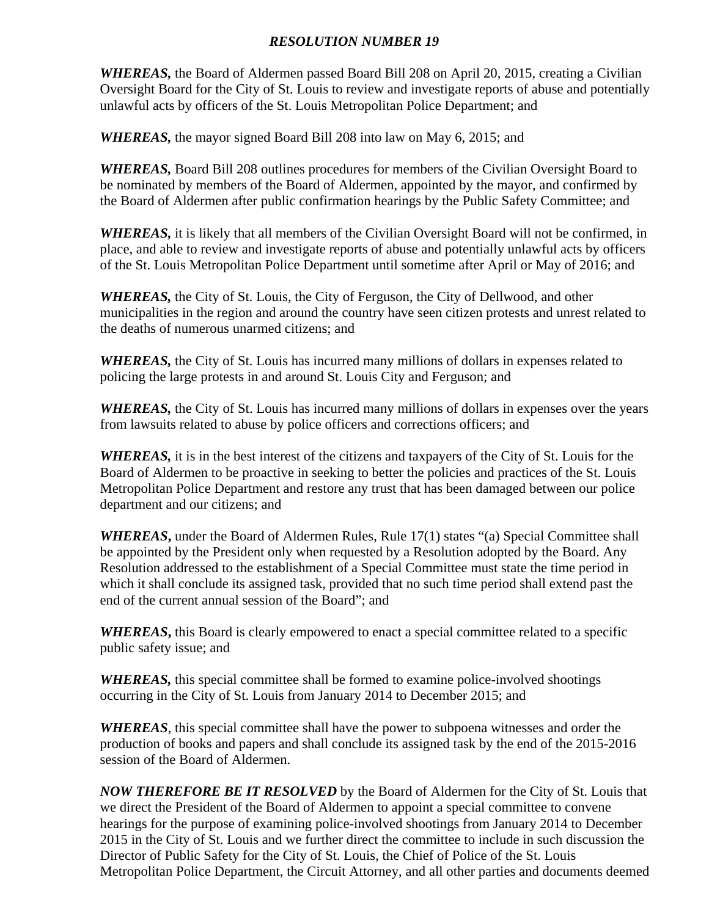# *RESOLUTION NUMBER 19*

***WHEREAS,*** the Board of Aldermen passed Board Bill 208 on April 20, 2015, creating a Civilian Oversight Board for the City of St. Louis to review and investigate reports of abuse and potentially unlawful acts by officers of the St. Louis Metropolitan Police Department; and

***WHEREAS,*** the mayor signed Board Bill 208 into law on May 6, 2015; and

***WHEREAS,*** Board Bill 208 outlines procedures for members of the Civilian Oversight Board to be nominated by members of the Board of Aldermen, appointed by the mayor, and confirmed by the Board of Aldermen after public confirmation hearings by the Public Safety Committee; and

***WHEREAS,*** it is likely that all members of the Civilian Oversight Board will not be confirmed, in place, and able to review and investigate reports of abuse and potentially unlawful acts by officers of the St. Louis Metropolitan Police Department until sometime after April or May of 2016; and

***WHEREAS,*** the City of St. Louis, the City of Ferguson, the City of Dellwood, and other municipalities in the region and around the country have seen citizen protests and unrest related to the deaths of numerous unarmed citizens; and

***WHEREAS,*** the City of St. Louis has incurred many millions of dollars in expenses related to policing the large protests in and around St. Louis City and Ferguson; and

***WHEREAS,*** the City of St. Louis has incurred many millions of dollars in expenses over the years from lawsuits related to abuse by police officers and corrections officers; and

***WHEREAS,*** it is in the best interest of the citizens and taxpayers of the City of St. Louis for the Board of Aldermen to be proactive in seeking to better the policies and practices of the St. Louis Metropolitan Police Department and restore any trust that has been damaged between our police department and our citizens; and

***WHEREAS*****,** under the Board of Aldermen Rules, Rule 17(1) states "(a) Special Committee shall be appointed by the President only when requested by a Resolution adopted by the Board. Any Resolution addressed to the establishment of a Special Committee must state the time period in which it shall conclude its assigned task, provided that no such time period shall extend past the end of the current annual session of the Board"; and

***WHEREAS*****,** this Board is clearly empowered to enact a special committee related to a specific public safety issue; and

***WHEREAS,*** this special committee shall be formed to examine police-involved shootings occurring in the City of St. Louis from January 2014 to December 2015; and

***WHEREAS***, this special committee shall have the power to subpoena witnesses and order the production of books and papers and shall conclude its assigned task by the end of the 2015-2016 session of the Board of Aldermen.

***NOW THEREFORE BE IT RESOLVED*** by the Board of Aldermen for the City of St. Louis that we direct the President of the Board of Aldermen to appoint a special committee to convene hearings for the purpose of examining police-involved shootings from January 2014 to December 2015 in the City of St. Louis and we further direct the committee to include in such discussion the Director of Public Safety for the City of St. Louis, the Chief of Police of the St. Louis Metropolitan Police Department, the Circuit Attorney, and all other parties and documents deemed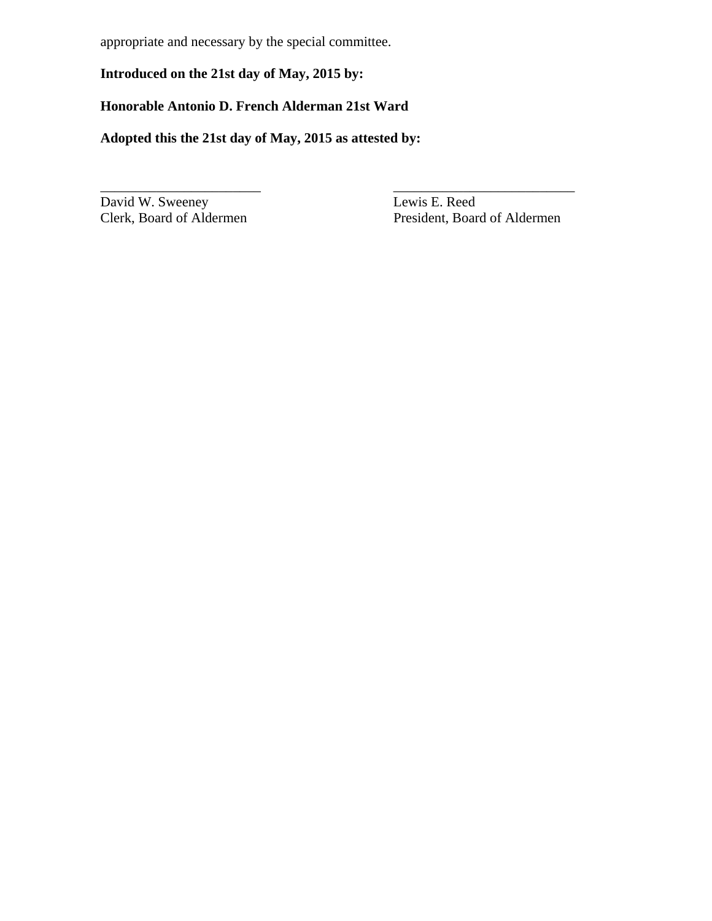appropriate and necessary by the special committee.

**Introduced on the 21st day of May, 2015 by:**

**Honorable Antonio D. French Alderman 21st Ward**

**Adopted this the 21st day of May, 2015 as attested by:**

| | |
|---|---|
| _______________________ | __________________________ |
| David W. Sweeney | Lewis E. Reed |
| Clerk, Board of Aldermen | President, Board of Aldermen |